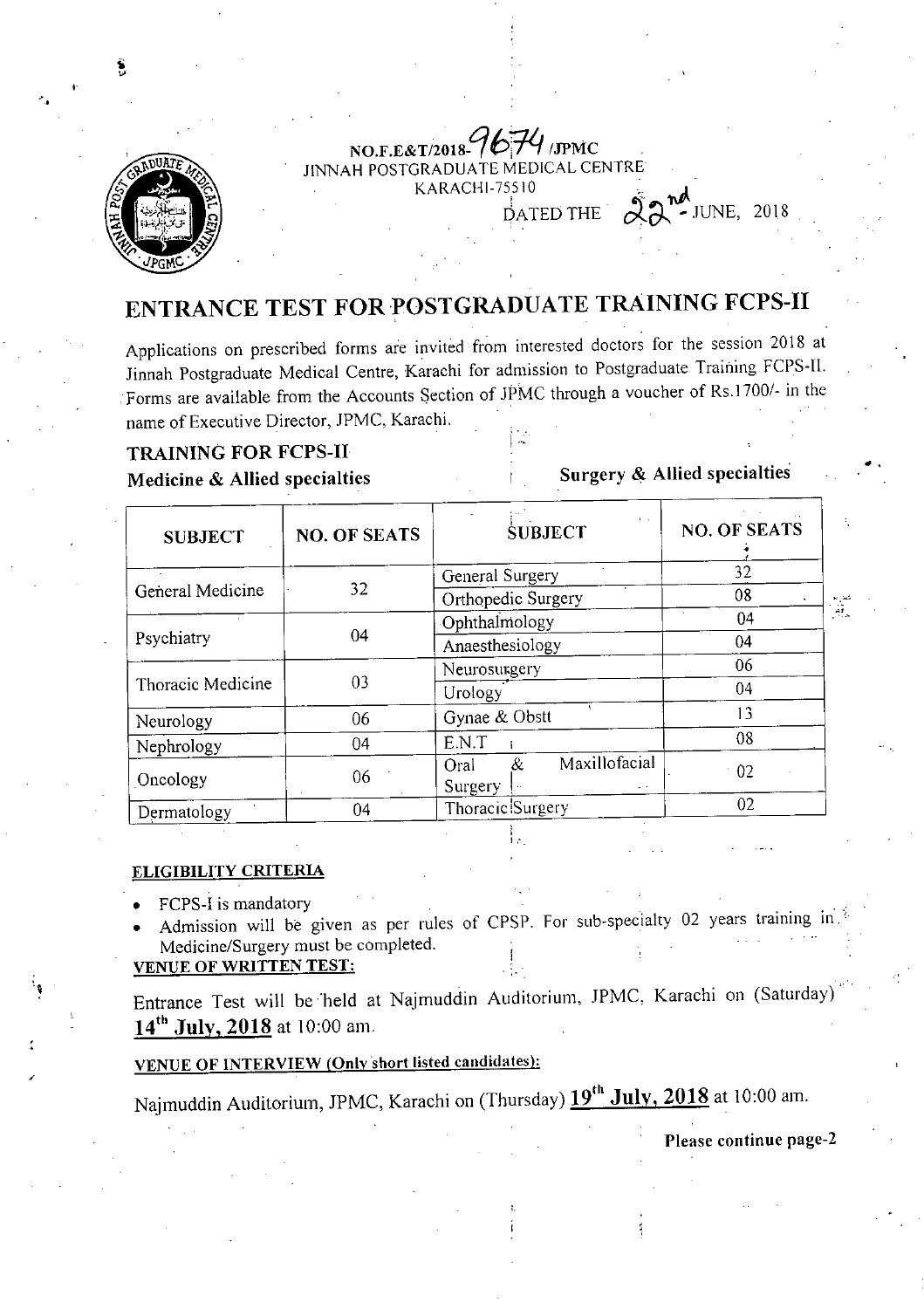NO.F.E&T/2018-9674/JPMC
JINNAH POSTGRADUATE MEDICAL CENTRE
KARACHI-75510
DATED THE 22nd - JUNE, 2018

# ENTRANCE TEST FOR POSTGRADUATE TRAINING FCPS-II

Applications on prescribed forms are invited from interested doctors for the session 2018 at Jinnah Postgraduate Medical Centre, Karachi for admission to Postgraduate Training FCPS-II. Forms are available from the Accounts Section of JPMC through a voucher of Rs.1700/- in the name of Executive Director, JPMC, Karachi.

## TRAINING FOR FCPS-II

**Medicine & Allied specialties** | **Surgery & Allied specialties**

| SUBJECT | NO. OF SEATS | SUBJECT | NO. OF SEATS |
|---|---|---|---|
| General Medicine | 32 | General Surgery | 32 |
| | | Orthopedic Surgery | 08 |
| Psychiatry | 04 | Ophthalmology | 04 |
| | | Anaesthesiology | 04 |
| Thoracic Medicine | 03 | Neurosurgery | 06 |
| | | Urology | 04 |
| Neurology | 06 | Gynae & Obstt | 13 |
| Nephrology | 04 | E.N.T | 08 |
| Oncology | 06 | Oral & Maxillofacial Surgery | 02 |
| Dermatology | 04 | Thoracic Surgery | 02 |

**ELIGIBILITY CRITERIA**

- FCPS-I is mandatory
- Admission will be given as per rules of CPSP. For sub-specialty 02 years training in Medicine/Surgery must be completed.

**VENUE OF WRITTEN TEST:**

Entrance Test will be held at Najmuddin Auditorium, JPMC, Karachi on (Saturday) **14th July, 2018** at 10:00 am.

**VENUE OF INTERVIEW (Only short listed candidates):**

Najmuddin Auditorium, JPMC, Karachi on (Thursday) **19th July, 2018** at 10:00 am.

**Please continue page-2**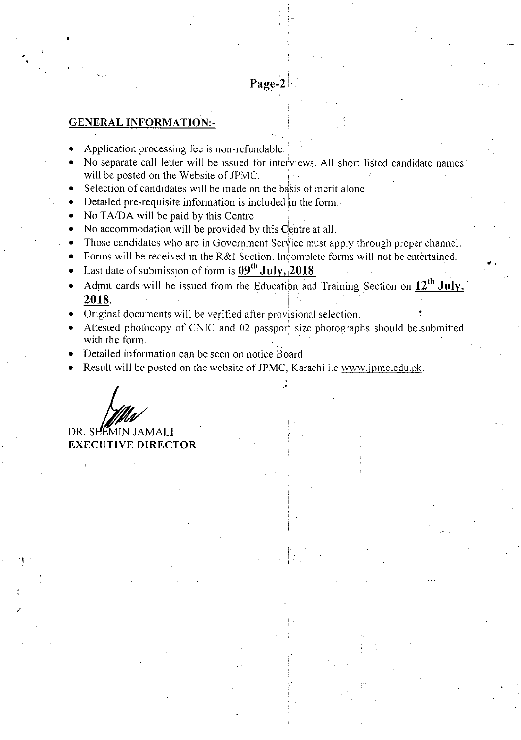## GENERAL INFORMATION:-

- Application processing fee is non-refundable.
- No separate call letter will be issued for interviews. All short listed candidate names will be posted on the Website of JPMC.
- Selection of candidates will be made on the basis of merit alone
- Detailed pre-requisite information is included in the form.
- No TA/DA will be paid by this Centre
- No accommodation will be provided by this Centre at all.
- Those candidates who are in Government Service must apply through proper channel.
- Forms will be received in the R&I Section. Incomplete forms will not be entertained.
- Last date of submission of form is **09th July, 2018.**
- Admit cards will be issued from the Education and Training Section on **12th July, 2018**.
- Original documents will be verified after provisional selection.
- Attested photocopy of CNIC and 02 passport size photographs should be submitted with the form.
- Detailed information can be seen on notice Board.
- Result will be posted on the website of JPMC, Karachi i.e www.jpmc.edu.pk.

DR. SEEMIN JAMALI
**EXECUTIVE DIRECTOR**